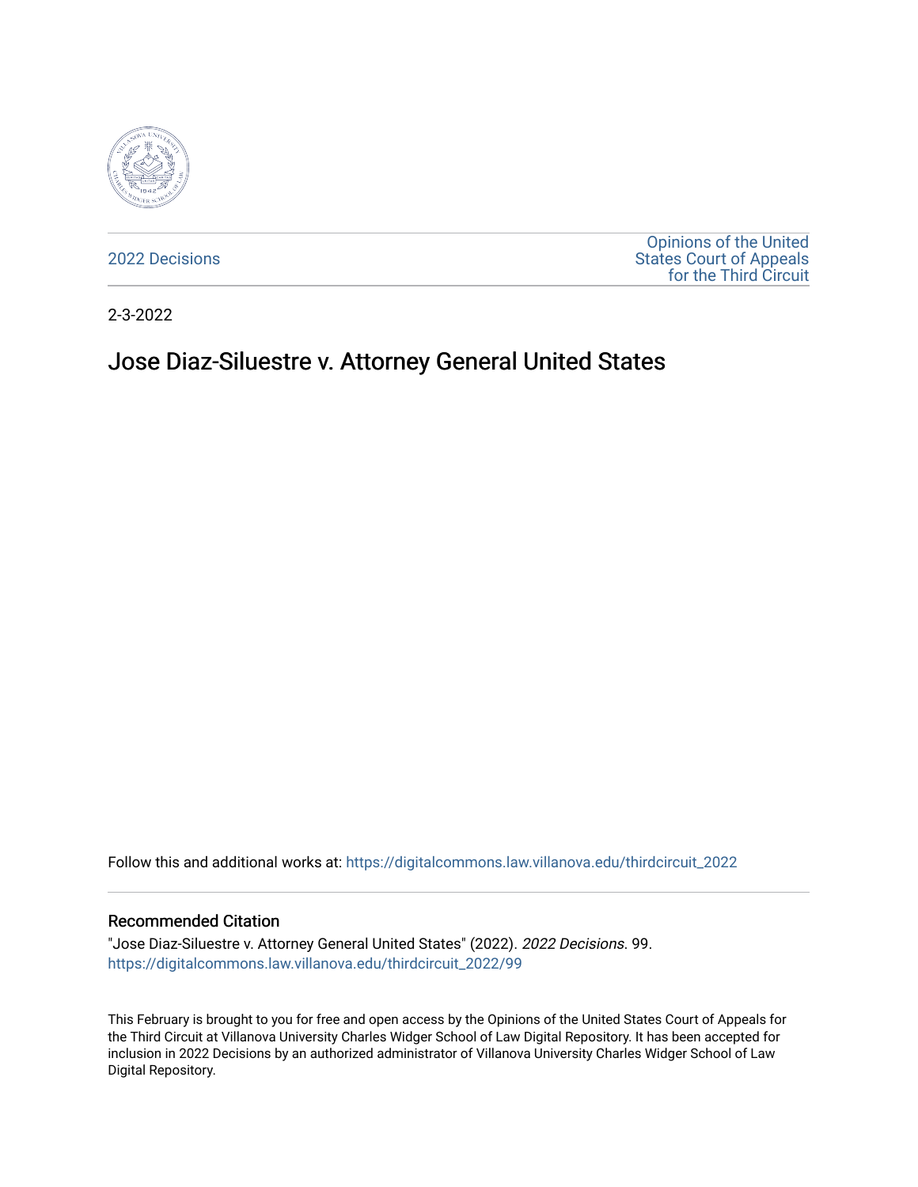2022 Decisions

Opinions of the United States Court of Appeals for the Third Circuit

2-3-2022

# Jose Diaz-Siluestre v. Attorney General United States

Follow this and additional works at: https://digitalcommons.law.villanova.edu/thirdcircuit_2022

## Recommended Citation

"Jose Diaz-Siluestre v. Attorney General United States" (2022). *2022 Decisions*. 99.
https://digitalcommons.law.villanova.edu/thirdcircuit_2022/99

This February is brought to you for free and open access by the Opinions of the United States Court of Appeals for the Third Circuit at Villanova University Charles Widger School of Law Digital Repository. It has been accepted for inclusion in 2022 Decisions by an authorized administrator of Villanova University Charles Widger School of Law Digital Repository.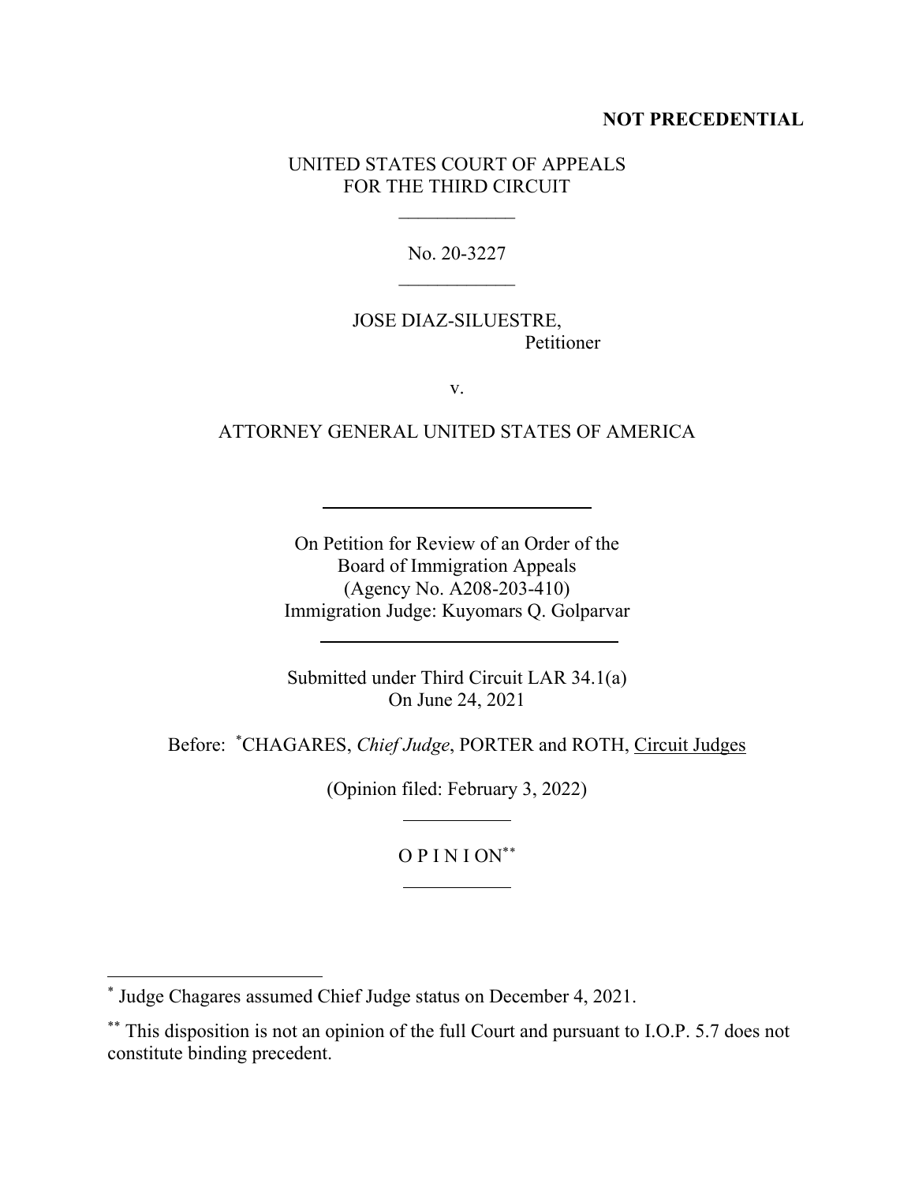**NOT PRECEDENTIAL**

UNITED STATES COURT OF APPEALS
FOR THE THIRD CIRCUIT

No. 20-3227

JOSE DIAZ-SILUESTRE,
Petitioner

v.

ATTORNEY GENERAL UNITED STATES OF AMERICA

On Petition for Review of an Order of the
Board of Immigration Appeals
(Agency No. A208-203-410)
Immigration Judge: Kuyomars Q. Golparvar

Submitted under Third Circuit LAR 34.1(a)
On June 24, 2021

Before: [*]CHAGARES, *Chief Judge*, PORTER and ROTH, Circuit Judges

(Opinion filed: February 3, 2022)

O P I N I ON[**]

---

[*] Judge Chagares assumed Chief Judge status on December 4, 2021.

[**] This disposition is not an opinion of the full Court and pursuant to I.O.P. 5.7 does not constitute binding precedent.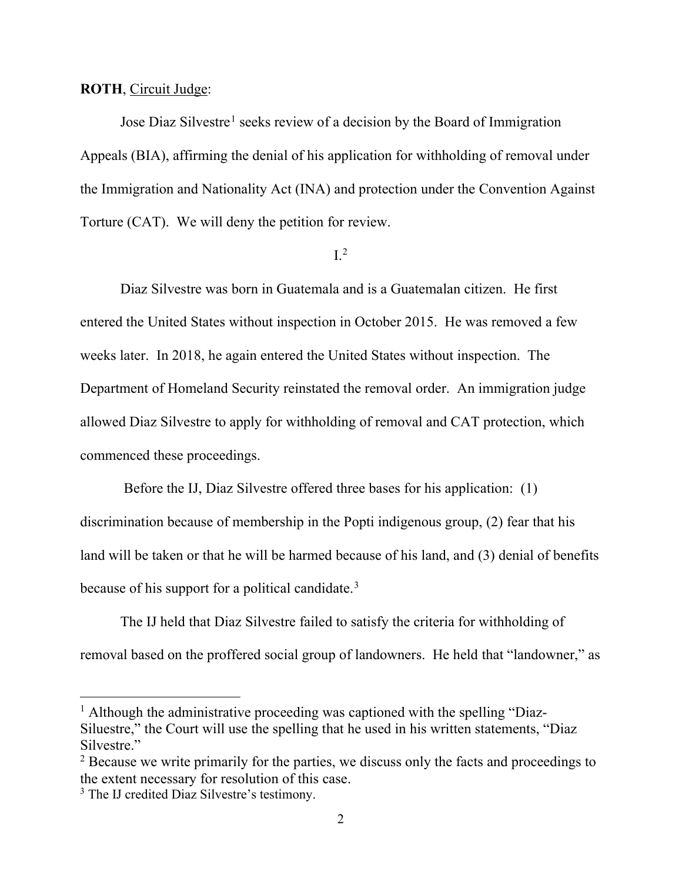**ROTH**, Circuit Judge:

Jose Diaz Silvestre[1] seeks review of a decision by the Board of Immigration Appeals (BIA), affirming the denial of his application for withholding of removal under the Immigration and Nationality Act (INA) and protection under the Convention Against Torture (CAT). We will deny the petition for review.

I.[2]

Diaz Silvestre was born in Guatemala and is a Guatemalan citizen. He first entered the United States without inspection in October 2015. He was removed a few weeks later. In 2018, he again entered the United States without inspection. The Department of Homeland Security reinstated the removal order. An immigration judge allowed Diaz Silvestre to apply for withholding of removal and CAT protection, which commenced these proceedings.

Before the IJ, Diaz Silvestre offered three bases for his application: (1) discrimination because of membership in the Popti indigenous group, (2) fear that his land will be taken or that he will be harmed because of his land, and (3) denial of benefits because of his support for a political candidate.[3]

The IJ held that Diaz Silvestre failed to satisfy the criteria for withholding of removal based on the proffered social group of landowners. He held that "landowner," as

---

[1] Although the administrative proceeding was captioned with the spelling "Diaz-Siluestre," the Court will use the spelling that he used in his written statements, "Diaz Silvestre."

[2] Because we write primarily for the parties, we discuss only the facts and proceedings to the extent necessary for resolution of this case.

[3] The IJ credited Diaz Silvestre's testimony.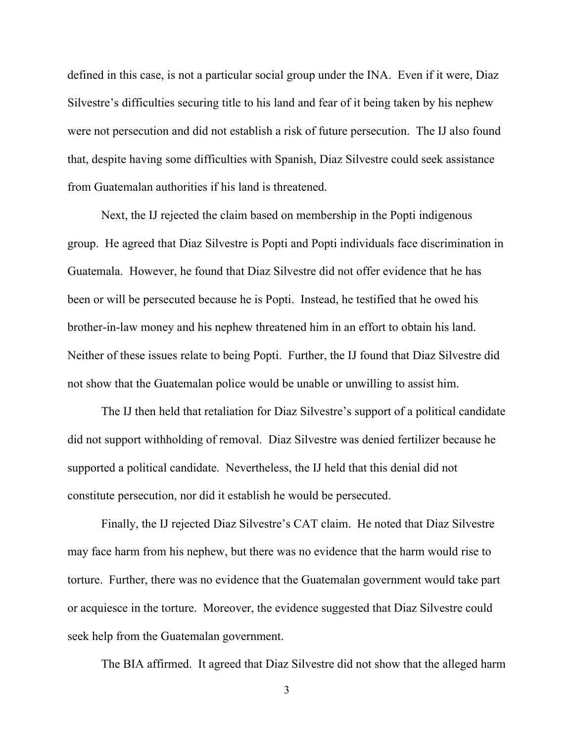defined in this case, is not a particular social group under the INA. Even if it were, Diaz Silvestre's difficulties securing title to his land and fear of it being taken by his nephew were not persecution and did not establish a risk of future persecution. The IJ also found that, despite having some difficulties with Spanish, Diaz Silvestre could seek assistance from Guatemalan authorities if his land is threatened.

Next, the IJ rejected the claim based on membership in the Popti indigenous group. He agreed that Diaz Silvestre is Popti and Popti individuals face discrimination in Guatemala. However, he found that Diaz Silvestre did not offer evidence that he has been or will be persecuted because he is Popti. Instead, he testified that he owed his brother-in-law money and his nephew threatened him in an effort to obtain his land. Neither of these issues relate to being Popti. Further, the IJ found that Diaz Silvestre did not show that the Guatemalan police would be unable or unwilling to assist him.

The IJ then held that retaliation for Diaz Silvestre's support of a political candidate did not support withholding of removal. Diaz Silvestre was denied fertilizer because he supported a political candidate. Nevertheless, the IJ held that this denial did not constitute persecution, nor did it establish he would be persecuted.

Finally, the IJ rejected Diaz Silvestre's CAT claim. He noted that Diaz Silvestre may face harm from his nephew, but there was no evidence that the harm would rise to torture. Further, there was no evidence that the Guatemalan government would take part or acquiesce in the torture. Moreover, the evidence suggested that Diaz Silvestre could seek help from the Guatemalan government.

The BIA affirmed. It agreed that Diaz Silvestre did not show that the alleged harm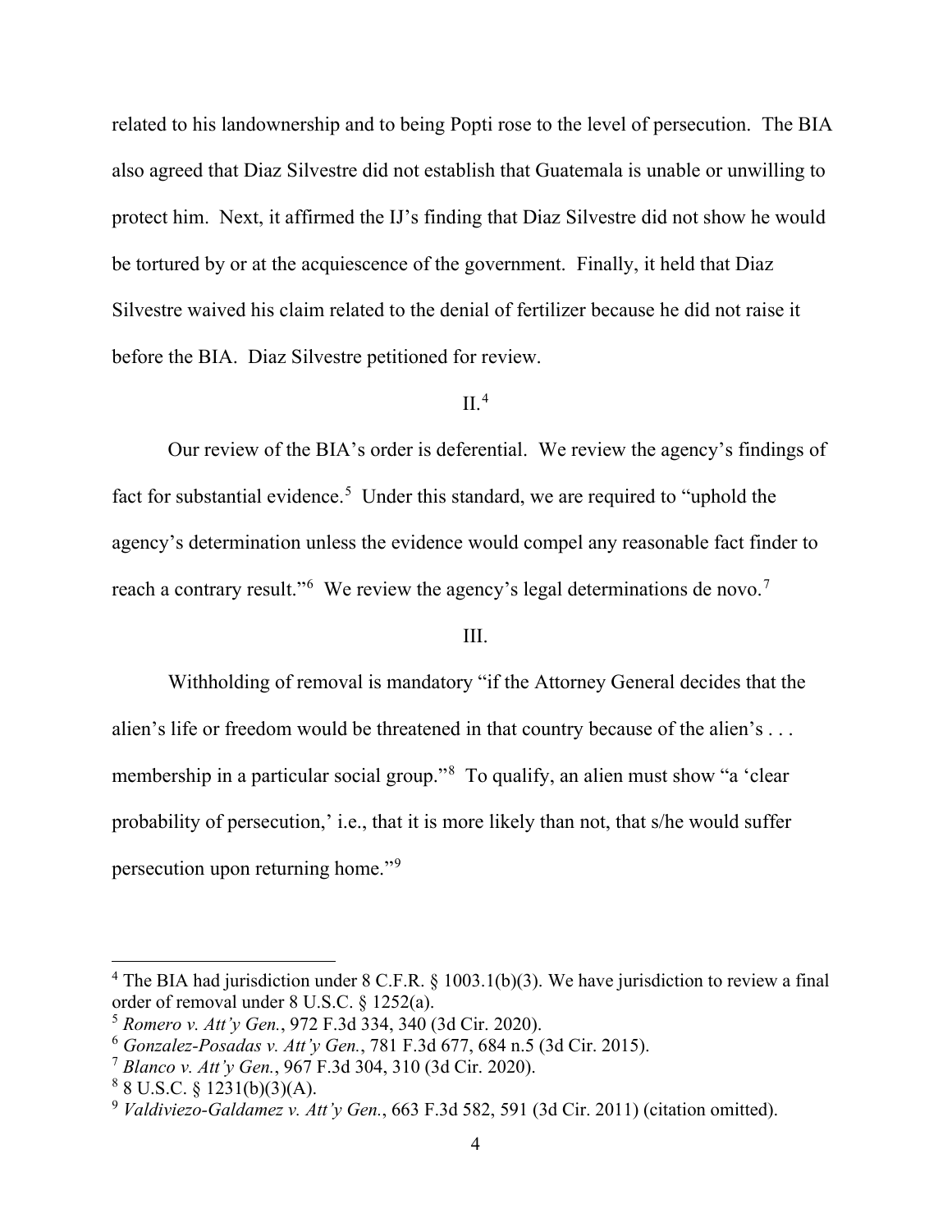related to his landownership and to being Popti rose to the level of persecution. The BIA also agreed that Diaz Silvestre did not establish that Guatemala is unable or unwilling to protect him. Next, it affirmed the IJ's finding that Diaz Silvestre did not show he would be tortured by or at the acquiescence of the government. Finally, it held that Diaz Silvestre waived his claim related to the denial of fertilizer because he did not raise it before the BIA. Diaz Silvestre petitioned for review.

## II.[4]

Our review of the BIA's order is deferential. We review the agency's findings of fact for substantial evidence.[5] Under this standard, we are required to "uphold the agency's determination unless the evidence would compel any reasonable fact finder to reach a contrary result."[6] We review the agency's legal determinations de novo.[7]

## III.

Withholding of removal is mandatory "if the Attorney General decides that the alien's life or freedom would be threatened in that country because of the alien's . . . membership in a particular social group."[8] To qualify, an alien must show "a 'clear probability of persecution,' i.e., that it is more likely than not, that s/he would suffer persecution upon returning home."[9]

---

[4] The BIA had jurisdiction under 8 C.F.R. § 1003.1(b)(3). We have jurisdiction to review a final order of removal under 8 U.S.C. § 1252(a).

[5] *Romero v. Att'y Gen.*, 972 F.3d 334, 340 (3d Cir. 2020).

[6] *Gonzalez-Posadas v. Att'y Gen.*, 781 F.3d 677, 684 n.5 (3d Cir. 2015).

[7] *Blanco v. Att'y Gen.*, 967 F.3d 304, 310 (3d Cir. 2020).

[8] 8 U.S.C. § 1231(b)(3)(A).

[9] *Valdiviezo-Galdamez v. Att'y Gen.*, 663 F.3d 582, 591 (3d Cir. 2011) (citation omitted).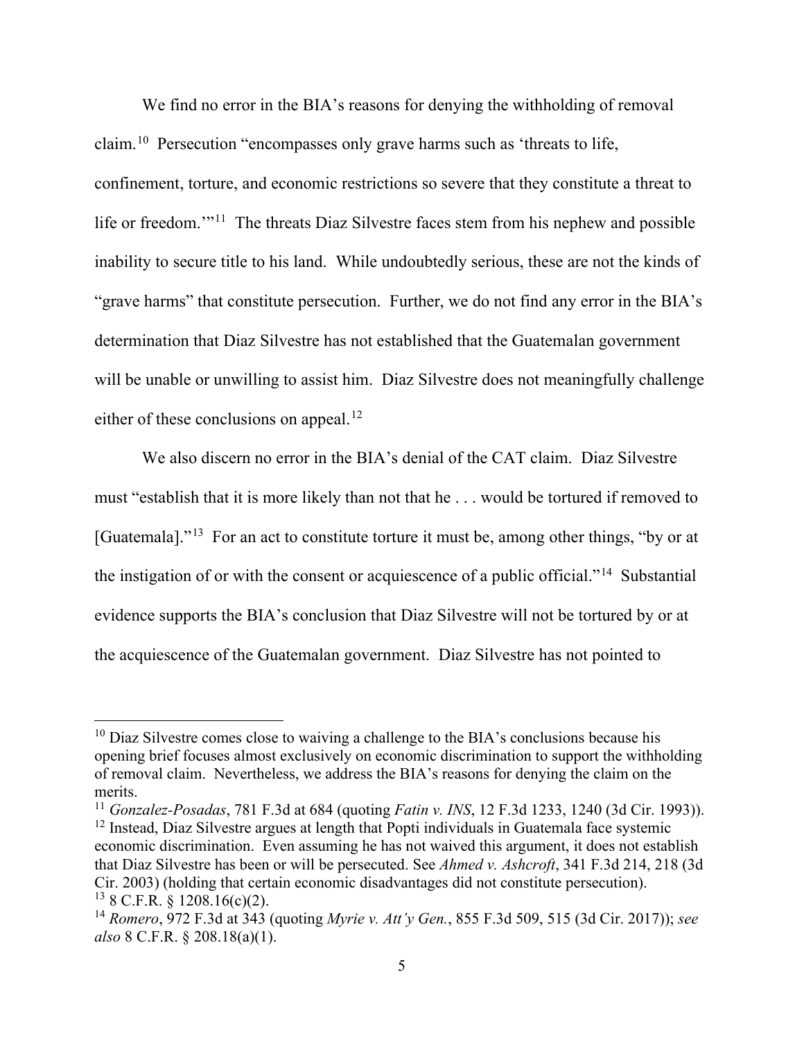We find no error in the BIA's reasons for denying the withholding of removal claim.[10] Persecution "encompasses only grave harms such as 'threats to life, confinement, torture, and economic restrictions so severe that they constitute a threat to life or freedom.'"[11] The threats Diaz Silvestre faces stem from his nephew and possible inability to secure title to his land. While undoubtedly serious, these are not the kinds of "grave harms" that constitute persecution. Further, we do not find any error in the BIA's determination that Diaz Silvestre has not established that the Guatemalan government will be unable or unwilling to assist him. Diaz Silvestre does not meaningfully challenge either of these conclusions on appeal.[12]

We also discern no error in the BIA's denial of the CAT claim. Diaz Silvestre must "establish that it is more likely than not that he . . . would be tortured if removed to [Guatemala]."[13] For an act to constitute torture it must be, among other things, "by or at the instigation of or with the consent or acquiescence of a public official."[14] Substantial evidence supports the BIA's conclusion that Diaz Silvestre will not be tortured by or at the acquiescence of the Guatemalan government. Diaz Silvestre has not pointed to

---

[10] Diaz Silvestre comes close to waiving a challenge to the BIA's conclusions because his opening brief focuses almost exclusively on economic discrimination to support the withholding of removal claim. Nevertheless, we address the BIA's reasons for denying the claim on the merits.

[11] *Gonzalez-Posadas*, 781 F.3d at 684 (quoting *Fatin v. INS*, 12 F.3d 1233, 1240 (3d Cir. 1993)).

[12] Instead, Diaz Silvestre argues at length that Popti individuals in Guatemala face systemic economic discrimination. Even assuming he has not waived this argument, it does not establish that Diaz Silvestre has been or will be persecuted. See *Ahmed v. Ashcroft*, 341 F.3d 214, 218 (3d Cir. 2003) (holding that certain economic disadvantages did not constitute persecution).

[13] 8 C.F.R. § 1208.16(c)(2).

[14] *Romero*, 972 F.3d at 343 (quoting *Myrie v. Att'y Gen.*, 855 F.3d 509, 515 (3d Cir. 2017)); *see also* 8 C.F.R. § 208.18(a)(1).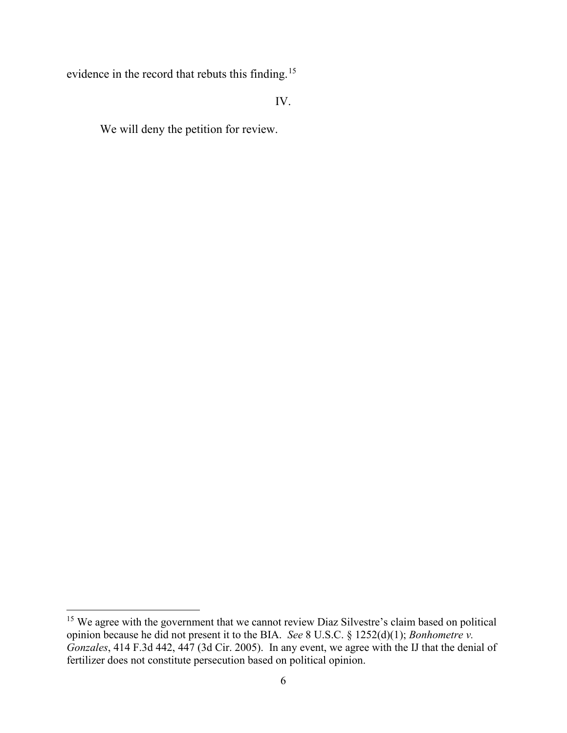evidence in the record that rebuts this finding.[15]

IV.

We will deny the petition for review.

---

[15] We agree with the government that we cannot review Diaz Silvestre's claim based on political opinion because he did not present it to the BIA. *See* 8 U.S.C. § 1252(d)(1); *Bonhometre v. Gonzales*, 414 F.3d 442, 447 (3d Cir. 2005). In any event, we agree with the IJ that the denial of fertilizer does not constitute persecution based on political opinion.